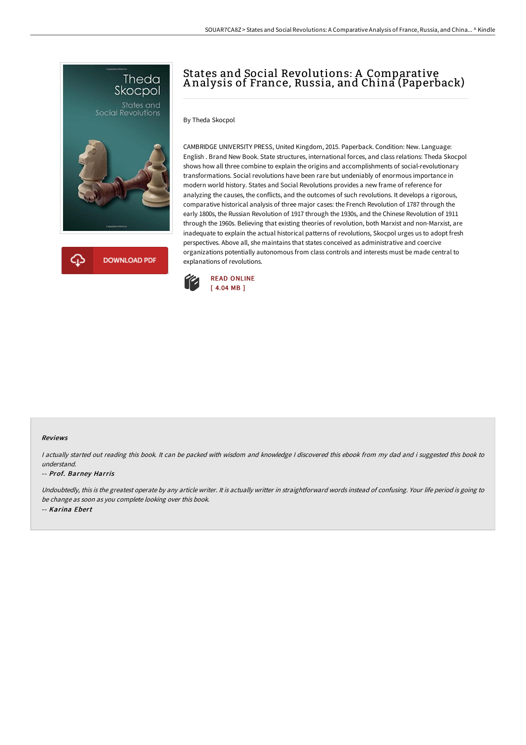# States and Social Revolutions: A Comparative Analysis of France, Russia, and China (Paperback)

By Theda Skocpol

CAMBRIDGE UNIVERSITY PRESS, United Kingdom, 2015. Paperback. Condition: New. Language: English . Brand New Book. State structures, international forces, and class relations: Theda Skocpol shows how all three combine to explain the origins and accomplishments of social-revolutionary transformations. Social revolutions have been rare but undeniably of enormous importance in modern world history. States and Social Revolutions provides a new frame of reference for analyzing the causes, the conflicts, and the outcomes of such revolutions. It develops a rigorous, comparative historical analysis of three major cases: the French Revolution of 1787 through the early 1800s, the Russian Revolution of 1917 through the 1930s, and the Chinese Revolution of 1911 through the 1960s. Believing that existing theories of revolution, both Marxist and non-Marxist, are inadequate to explain the actual historical patterns of revolutions, Skocpol urges us to adopt fresh perspectives. Above all, she maintains that states conceived as administrative and coercive organizations potentially autonomous from class controls and interests must be made central to explanations of revolutions.

DOWNLOAD PDF

READ ONLINE
[ 4.04 MB ]

#### Reviews

*I actually started out reading this book. It can be packed with wisdom and knowledge I discovered this ebook from my dad and i suggested this book to understand.*

-- *Prof. Barney Harris*

*Undoubtedly, this is the greatest operate by any article writer. It is actually writter in straightforward words instead of confusing. Your life period is going to be change as soon as you complete looking over this book.*

-- *Karina Ebert*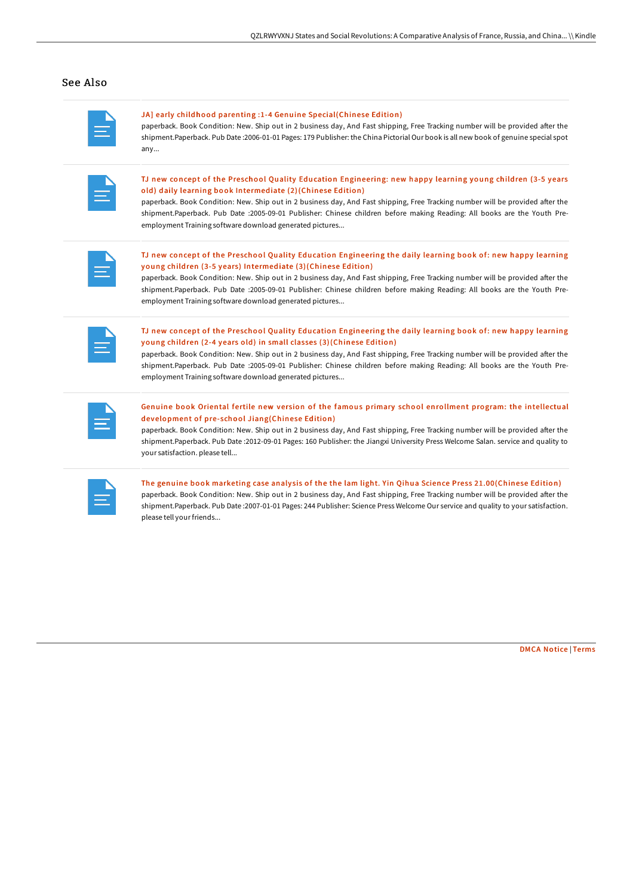## See Also

JA] early childhood parenting :1-4 Genuine Special(Chinese Edition)

paperback. Book Condition: New. Ship out in 2 business day, And Fast shipping, Free Tracking number will be provided after the shipment.Paperback. Pub Date :2006-01-01 Pages: 179 Publisher: the China Pictorial Our book is all new book of genuine special spot any...

TJ new concept of the Preschool Quality Education Engineering: new happy learning young children (3-5 years old) daily learning book Intermediate (2)(Chinese Edition)

paperback. Book Condition: New. Ship out in 2 business day, And Fast shipping, Free Tracking number will be provided after the shipment.Paperback. Pub Date :2005-09-01 Publisher: Chinese children before making Reading: All books are the Youth Pre-employment Training software download generated pictures...

TJ new concept of the Preschool Quality Education Engineering the daily learning book of: new happy learning young children (3-5 years) Intermediate (3)(Chinese Edition)

paperback. Book Condition: New. Ship out in 2 business day, And Fast shipping, Free Tracking number will be provided after the shipment.Paperback. Pub Date :2005-09-01 Publisher: Chinese children before making Reading: All books are the Youth Pre-employment Training software download generated pictures...

TJ new concept of the Preschool Quality Education Engineering the daily learning book of: new happy learning young children (2-4 years old) in small classes (3)(Chinese Edition)

paperback. Book Condition: New. Ship out in 2 business day, And Fast shipping, Free Tracking number will be provided after the shipment.Paperback. Pub Date :2005-09-01 Publisher: Chinese children before making Reading: All books are the Youth Pre-employment Training software download generated pictures...

Genuine book Oriental fertile new version of the famous primary school enrollment program: the intellectual development of pre-school Jiang(Chinese Edition)

paperback. Book Condition: New. Ship out in 2 business day, And Fast shipping, Free Tracking number will be provided after the shipment.Paperback. Pub Date :2012-09-01 Pages: 160 Publisher: the Jiangxi University Press Welcome Salan. service and quality to your satisfaction. please tell...

The genuine book marketing case analysis of the the lam light. Yin Qihua Science Press 21.00(Chinese Edition)

paperback. Book Condition: New. Ship out in 2 business day, And Fast shipping, Free Tracking number will be provided after the shipment.Paperback. Pub Date :2007-01-01 Pages: 244 Publisher: Science Press Welcome Our service and quality to your satisfaction. please tell your friends...

DMCA Notice | Terms